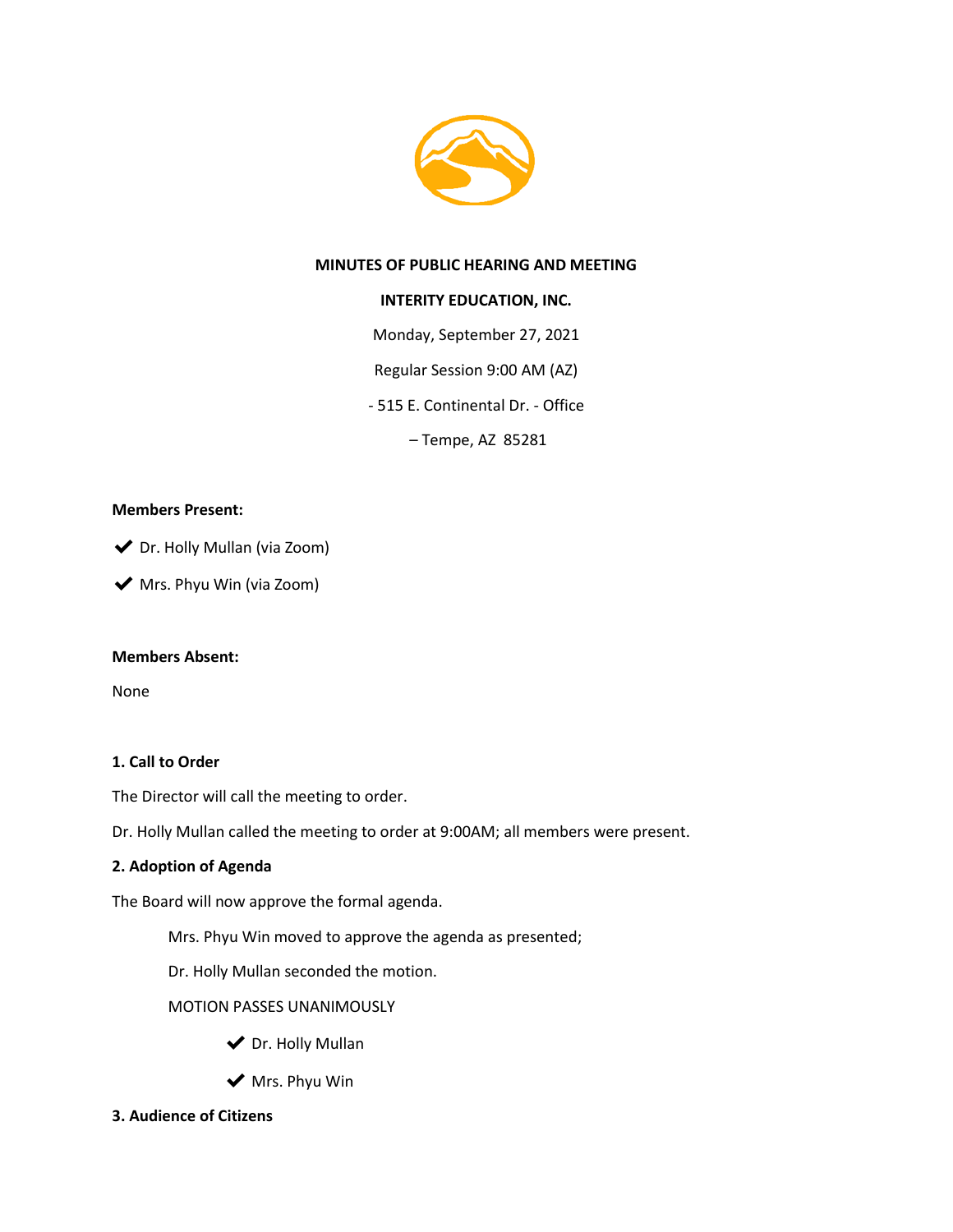**MINUTES OF PUBLIC HEARING AND MEETING**

**INTERITY EDUCATION, INC.**

Monday, September 27, 2021

Regular Session 9:00 AM (AZ)

- 515 E. Continental Dr. - Office

– Tempe, AZ 85281

**Members Present:**

✔ Dr. Holly Mullan (via Zoom)

✔ Mrs. Phyu Win (via Zoom)

**Members Absent:**

None

**1. Call to Order**

The Director will call the meeting to order.

Dr. Holly Mullan called the meeting to order at 9:00AM; all members were present.

**2. Adoption of Agenda**

The Board will now approve the formal agenda.

Mrs. Phyu Win moved to approve the agenda as presented;

Dr. Holly Mullan seconded the motion.

MOTION PASSES UNANIMOUSLY

✔ Dr. Holly Mullan

✔ Mrs. Phyu Win

**3. Audience of Citizens**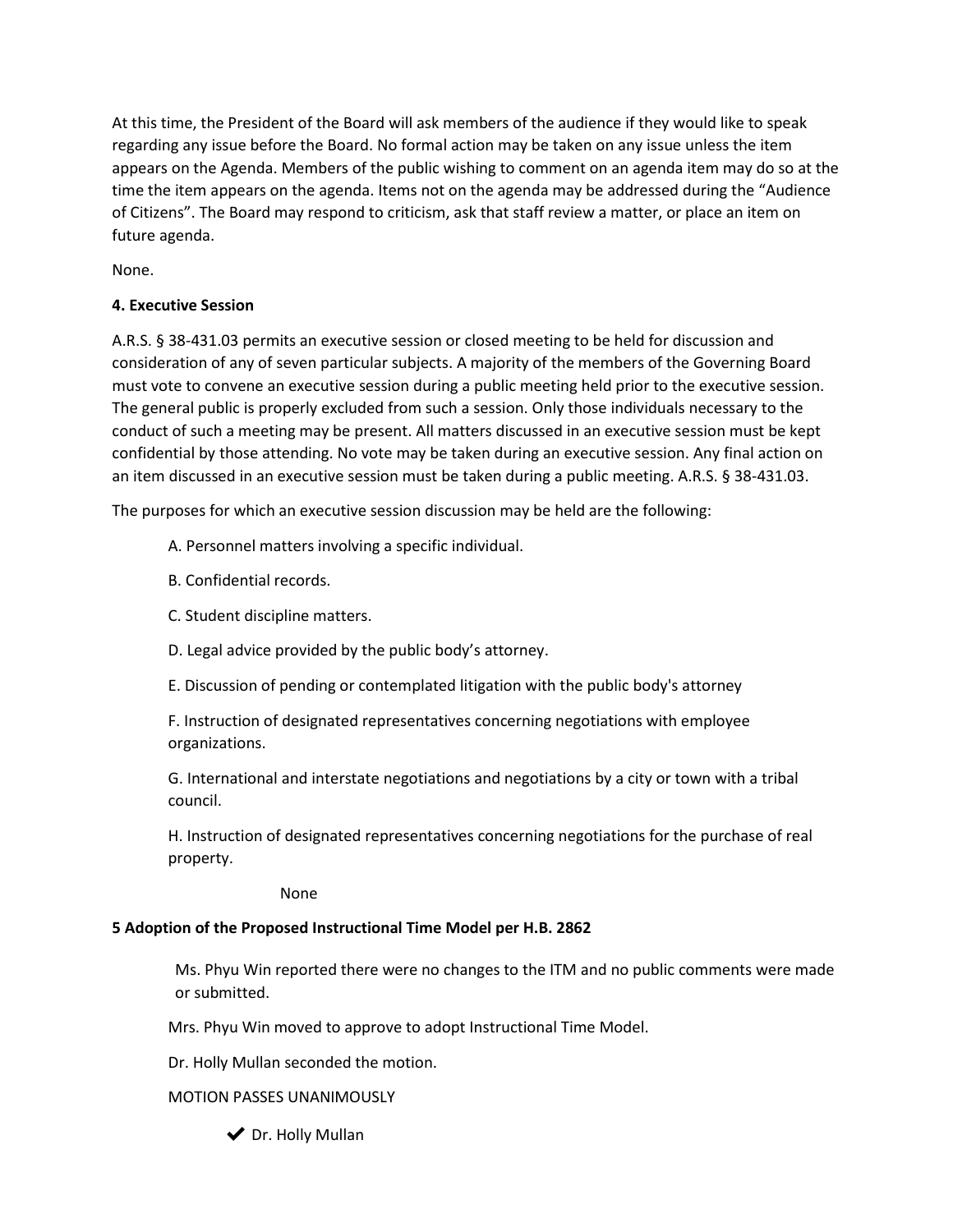At this time, the President of the Board will ask members of the audience if they would like to speak regarding any issue before the Board. No formal action may be taken on any issue unless the item appears on the Agenda. Members of the public wishing to comment on an agenda item may do so at the time the item appears on the agenda. Items not on the agenda may be addressed during the "Audience of Citizens". The Board may respond to criticism, ask that staff review a matter, or place an item on future agenda.

None.

**4. Executive Session**

A.R.S. § 38-431.03 permits an executive session or closed meeting to be held for discussion and consideration of any of seven particular subjects. A majority of the members of the Governing Board must vote to convene an executive session during a public meeting held prior to the executive session. The general public is properly excluded from such a session. Only those individuals necessary to the conduct of such a meeting may be present. All matters discussed in an executive session must be kept confidential by those attending. No vote may be taken during an executive session. Any final action on an item discussed in an executive session must be taken during a public meeting. A.R.S. § 38-431.03.

The purposes for which an executive session discussion may be held are the following:

> A. Personnel matters involving a specific individual.
>
> B. Confidential records.
>
> C. Student discipline matters.
>
> D. Legal advice provided by the public body's attorney.
>
> E. Discussion of pending or contemplated litigation with the public body's attorney
>
> F. Instruction of designated representatives concerning negotiations with employee organizations.
>
> G. International and interstate negotiations and negotiations by a city or town with a tribal council.
>
> H. Instruction of designated representatives concerning negotiations for the purchase of real property.

None

**5 Adoption of the Proposed Instructional Time Model per H.B. 2862**

Ms. Phyu Win reported there were no changes to the ITM and no public comments were made or submitted.

Mrs. Phyu Win moved to approve to adopt Instructional Time Model.

Dr. Holly Mullan seconded the motion.

MOTION PASSES UNANIMOUSLY

- ✔ Dr. Holly Mullan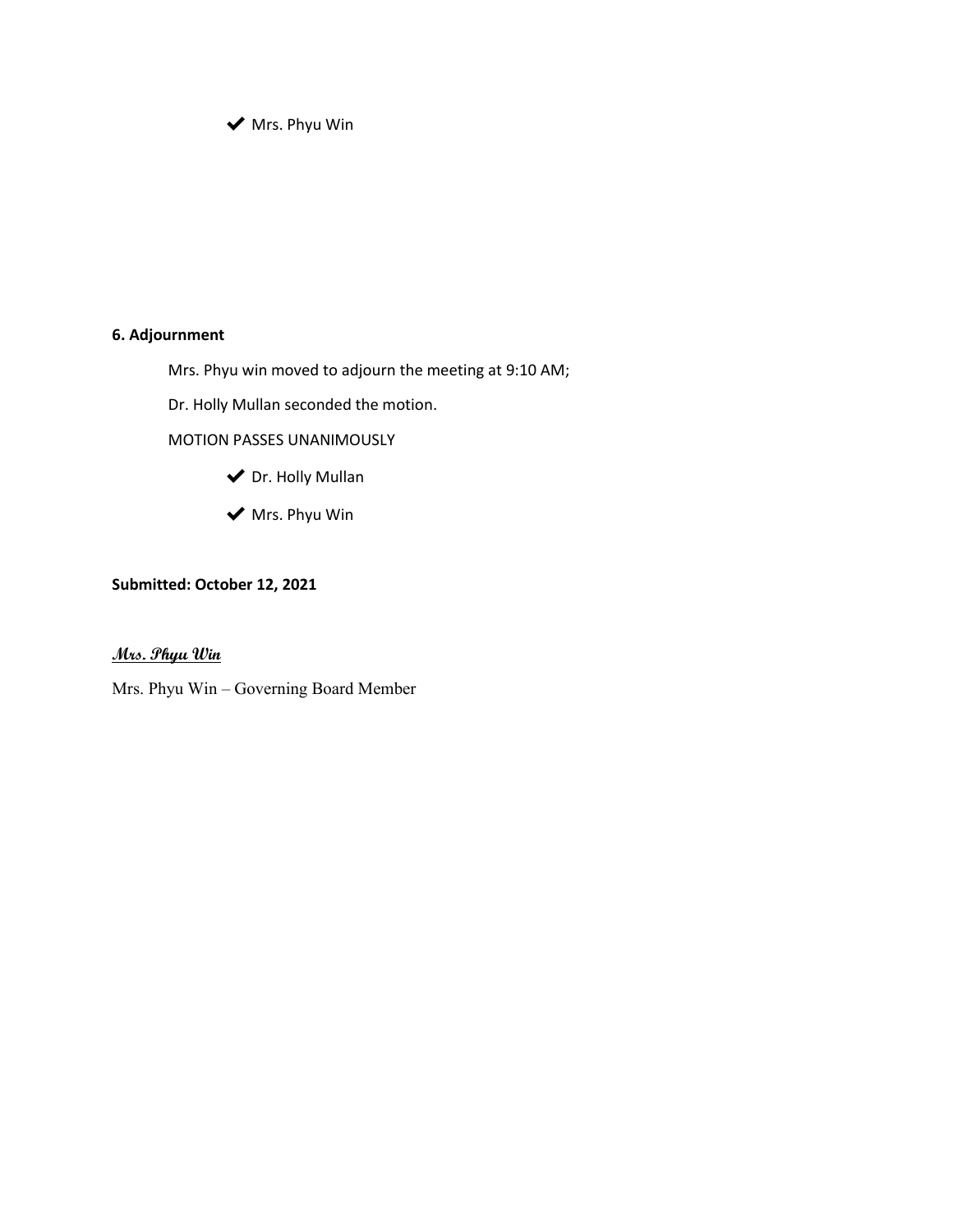- ✔ Mrs. Phyu Win

**6. Adjournment**

Mrs. Phyu win moved to adjourn the meeting at 9:10 AM;

Dr. Holly Mullan seconded the motion.

MOTION PASSES UNANIMOUSLY

- ✔ Dr. Holly Mullan
- ✔ Mrs. Phyu Win

**Submitted: October 12, 2021**

***Mrs. Phyu Win***

Mrs. Phyu Win – Governing Board Member